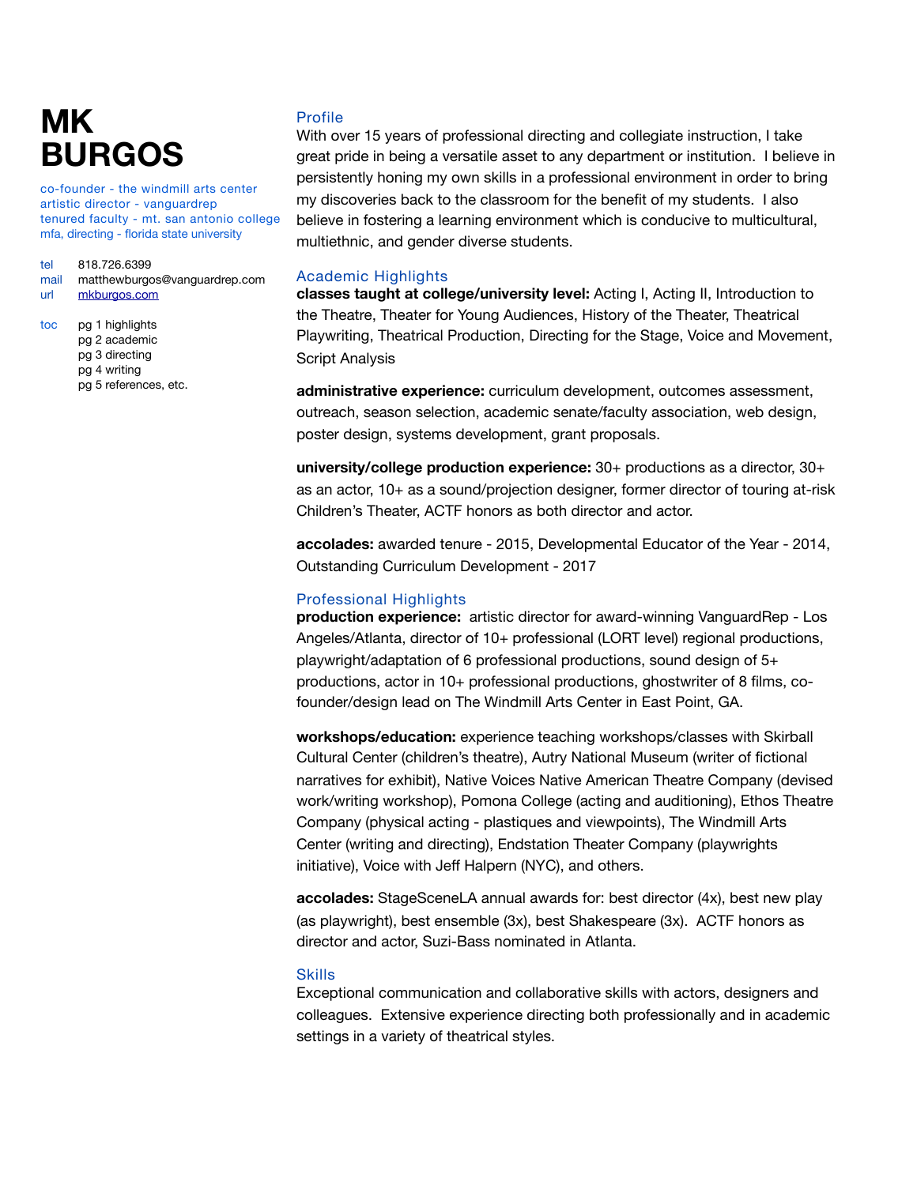# MK BURGOS

co-founder - the windmill arts center
artistic director - vanguardrep
tenured faculty - mt. san antonio college
mfa, directing - florida state university

tel 818.726.6399
mail matthewburgos@vanguardrep.com
url [mkburgos.com](mkburgos.com)

toc
pg 1 highlights
pg 2 academic
pg 3 directing
pg 4 writing
pg 5 references, etc.

## Profile

With over 15 years of professional directing and collegiate instruction, I take great pride in being a versatile asset to any department or institution. I believe in persistently honing my own skills in a professional environment in order to bring my discoveries back to the classroom for the benefit of my students. I also believe in fostering a learning environment which is conducive to multicultural, multiethnic, and gender diverse students.

## Academic Highlights

**classes taught at college/university level:** Acting I, Acting II, Introduction to the Theatre, Theater for Young Audiences, History of the Theater, Theatrical Playwriting, Theatrical Production, Directing for the Stage, Voice and Movement, Script Analysis

**administrative experience:** curriculum development, outcomes assessment, outreach, season selection, academic senate/faculty association, web design, poster design, systems development, grant proposals.

**university/college production experience:** 30+ productions as a director, 30+ as an actor, 10+ as a sound/projection designer, former director of touring at-risk Children's Theater, ACTF honors as both director and actor.

**accolades:** awarded tenure - 2015, Developmental Educator of the Year - 2014, Outstanding Curriculum Development - 2017

## Professional Highlights

**production experience:** artistic director for award-winning VanguardRep - Los Angeles/Atlanta, director of 10+ professional (LORT level) regional productions, playwright/adaptation of 6 professional productions, sound design of 5+ productions, actor in 10+ professional productions, ghostwriter of 8 films, co-founder/design lead on The Windmill Arts Center in East Point, GA.

**workshops/education:** experience teaching workshops/classes with Skirball Cultural Center (children's theatre), Autry National Museum (writer of fictional narratives for exhibit), Native Voices Native American Theatre Company (devised work/writing workshop), Pomona College (acting and auditioning), Ethos Theatre Company (physical acting - plastiques and viewpoints), The Windmill Arts Center (writing and directing), Endstation Theater Company (playwrights initiative), Voice with Jeff Halpern (NYC), and others.

**accolades:** StageSceneLA annual awards for: best director (4x), best new play (as playwright), best ensemble (3x), best Shakespeare (3x). ACTF honors as director and actor, Suzi-Bass nominated in Atlanta.

## Skills

Exceptional communication and collaborative skills with actors, designers and colleagues. Extensive experience directing both professionally and in academic settings in a variety of theatrical styles.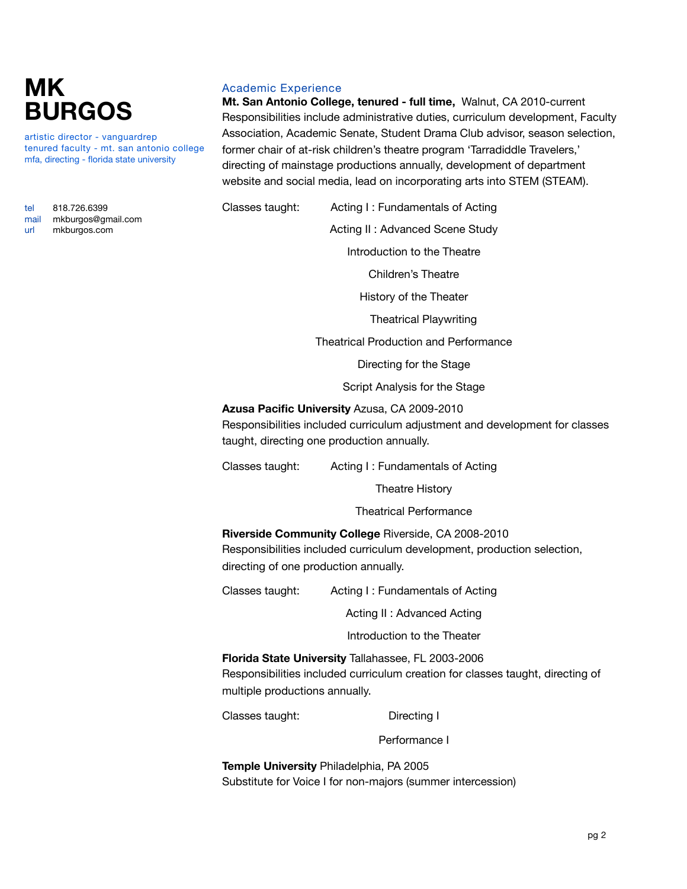# MK BURGOS

artistic director - vanguardrep
tenured faculty - mt. san antonio college
mfa, directing - florida state university

tel 818.726.6399
mail mkburgos@gmail.com
url mkburgos.com

## Academic Experience

**Mt. San Antonio College, tenured - full time,** Walnut, CA 2010-current
Responsibilities include administrative duties, curriculum development, Faculty Association, Academic Senate, Student Drama Club advisor, season selection, former chair of at-risk children's theatre program 'Tarradiddle Travelers,' directing of mainstage productions annually, development of department website and social media, lead on incorporating arts into STEM (STEAM).

Classes taught:

- Acting I : Fundamentals of Acting
- Acting II : Advanced Scene Study
- Introduction to the Theatre
- Children's Theatre
- History of the Theater
- Theatrical Playwriting
- Theatrical Production and Performance
- Directing for the Stage
- Script Analysis for the Stage

**Azusa Pacific University** Azusa, CA 2009-2010
Responsibilities included curriculum adjustment and development for classes taught, directing one production annually.

Classes taught:

- Acting I : Fundamentals of Acting
- Theatre History
- Theatrical Performance

**Riverside Community College** Riverside, CA 2008-2010
Responsibilities included curriculum development, production selection, directing of one production annually.

Classes taught:

- Acting I : Fundamentals of Acting
- Acting II : Advanced Acting
- Introduction to the Theater

**Florida State University** Tallahassee, FL 2003-2006
Responsibilities included curriculum creation for classes taught, directing of multiple productions annually.

Classes taught:

- Directing I
- Performance I

**Temple University** Philadelphia, PA 2005
Substitute for Voice I for non-majors (summer intercession)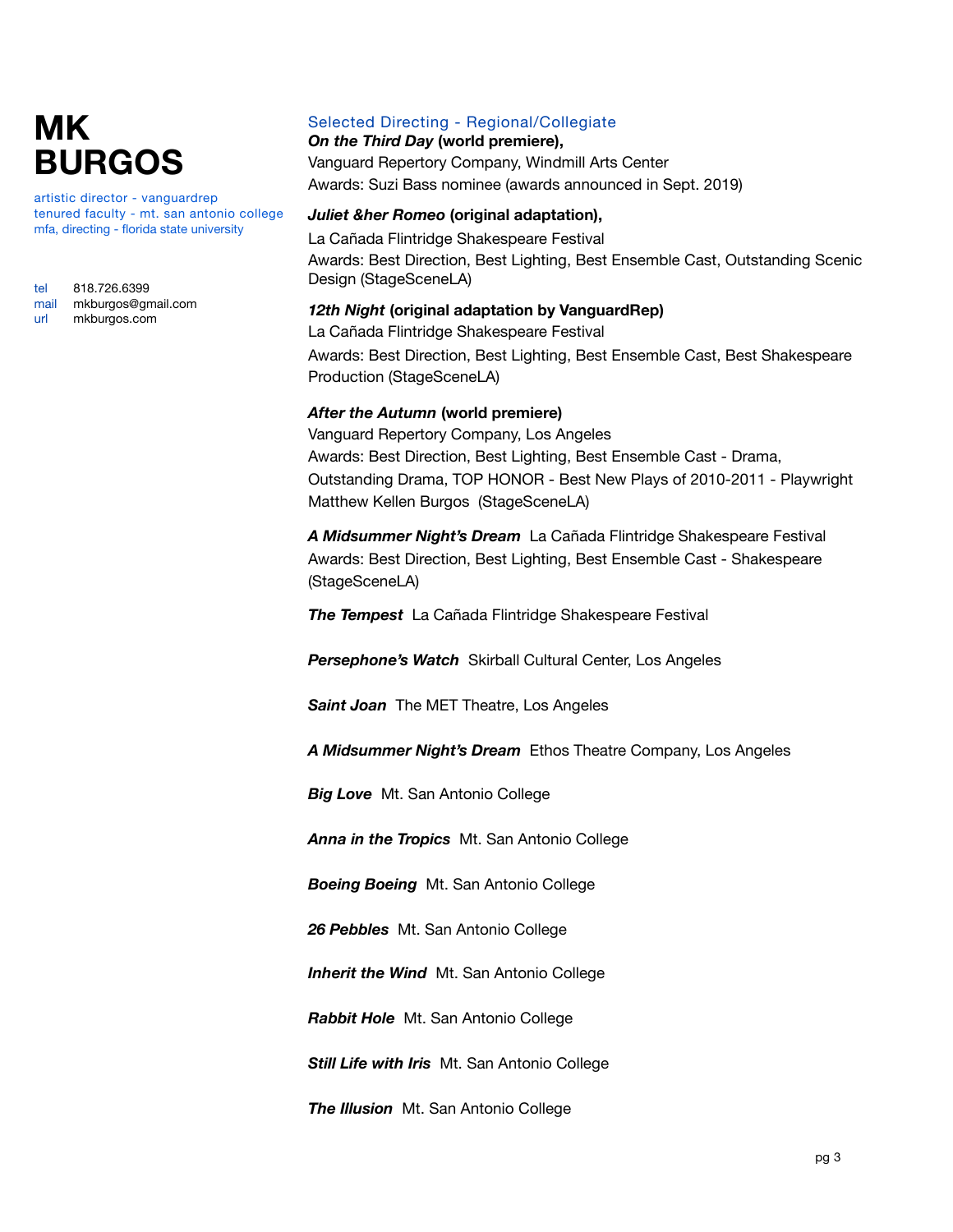# MK BURGOS

artistic director - vanguardrep
tenured faculty - mt. san antonio college
mfa, directing - florida state university

tel 818.726.6399
mail mkburgos@gmail.com
url mkburgos.com

## Selected Directing - Regional/Collegiate

***On the Third Day*** **(world premiere),**
Vanguard Repertory Company, Windmill Arts Center
Awards: Suzi Bass nominee (awards announced in Sept. 2019)

***Juliet &her Romeo*** **(original adaptation),**
La Cañada Flintridge Shakespeare Festival
Awards: Best Direction, Best Lighting, Best Ensemble Cast, Outstanding Scenic Design (StageSceneLA)

***12th Night*** **(original adaptation by VanguardRep)**
La Cañada Flintridge Shakespeare Festival
Awards: Best Direction, Best Lighting, Best Ensemble Cast, Best Shakespeare Production (StageSceneLA)

***After the Autumn*** **(world premiere)**
Vanguard Repertory Company, Los Angeles
Awards: Best Direction, Best Lighting, Best Ensemble Cast - Drama, Outstanding Drama, TOP HONOR - Best New Plays of 2010-2011 - Playwright Matthew Kellen Burgos (StageSceneLA)

***A Midsummer Night's Dream*** La Cañada Flintridge Shakespeare Festival
Awards: Best Direction, Best Lighting, Best Ensemble Cast - Shakespeare (StageSceneLA)

***The Tempest*** La Cañada Flintridge Shakespeare Festival

***Persephone's Watch*** Skirball Cultural Center, Los Angeles

***Saint Joan*** The MET Theatre, Los Angeles

***A Midsummer Night's Dream*** Ethos Theatre Company, Los Angeles

***Big Love*** Mt. San Antonio College

***Anna in the Tropics*** Mt. San Antonio College

***Boeing Boeing*** Mt. San Antonio College

***26 Pebbles*** Mt. San Antonio College

***Inherit the Wind*** Mt. San Antonio College

***Rabbit Hole*** Mt. San Antonio College

***Still Life with Iris*** Mt. San Antonio College

***The Illusion*** Mt. San Antonio College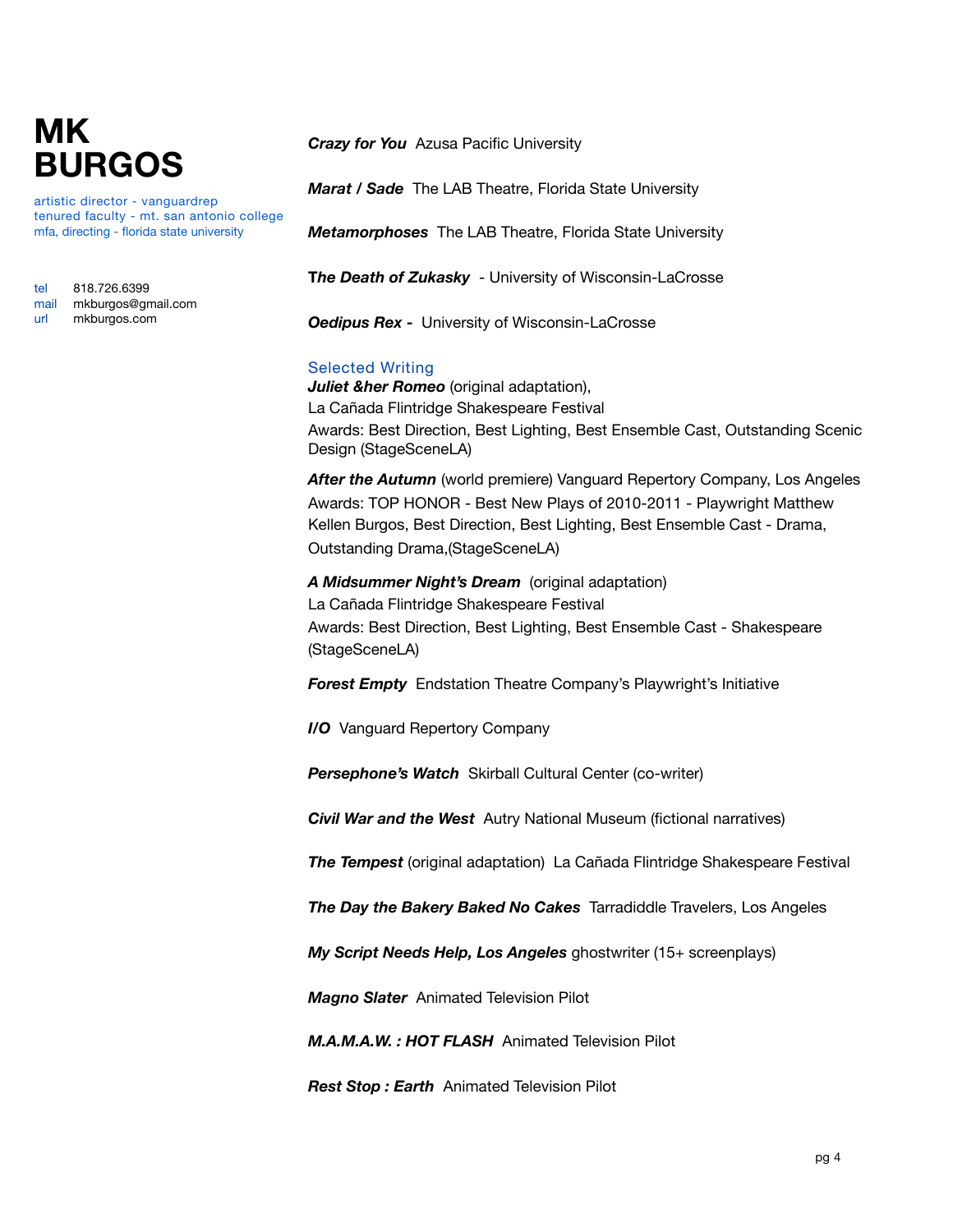# MK BURGOS

artistic director - vanguardrep
tenured faculty - mt. san antonio college
mfa, directing - florida state university

tel 818.726.6399
mail mkburgos@gmail.com
url mkburgos.com

***Crazy for You*** Azusa Pacific University

***Marat / Sade*** The LAB Theatre, Florida State University

***Metamorphoses*** The LAB Theatre, Florida State University

**T*he Death of Zukasky*** - University of Wisconsin-LaCrosse

***Oedipus Rex -*** University of Wisconsin-LaCrosse

## Selected Writing

***Juliet &her Romeo*** (original adaptation),
La Cañada Flintridge Shakespeare Festival
Awards: Best Direction, Best Lighting, Best Ensemble Cast, Outstanding Scenic Design (StageSceneLA)

***After the Autumn*** (world premiere) Vanguard Repertory Company, Los Angeles
Awards: TOP HONOR - Best New Plays of 2010-2011 - Playwright Matthew Kellen Burgos, Best Direction, Best Lighting, Best Ensemble Cast - Drama, Outstanding Drama,(StageSceneLA)

***A Midsummer Night's Dream*** (original adaptation)
La Cañada Flintridge Shakespeare Festival
Awards: Best Direction, Best Lighting, Best Ensemble Cast - Shakespeare (StageSceneLA)

***Forest Empty*** Endstation Theatre Company's Playwright's Initiative

***I/O*** Vanguard Repertory Company

***Persephone's Watch*** Skirball Cultural Center (co-writer)

***Civil War and the West*** Autry National Museum (fictional narratives)

***The Tempest*** (original adaptation) La Cañada Flintridge Shakespeare Festival

***The Day the Bakery Baked No Cakes*** Tarradiddle Travelers, Los Angeles

***My Script Needs Help, Los Angeles*** ghostwriter (15+ screenplays)

***Magno Slater*** Animated Television Pilot

***M.A.M.A.W. : HOT FLASH*** Animated Television Pilot

***Rest Stop : Earth*** Animated Television Pilot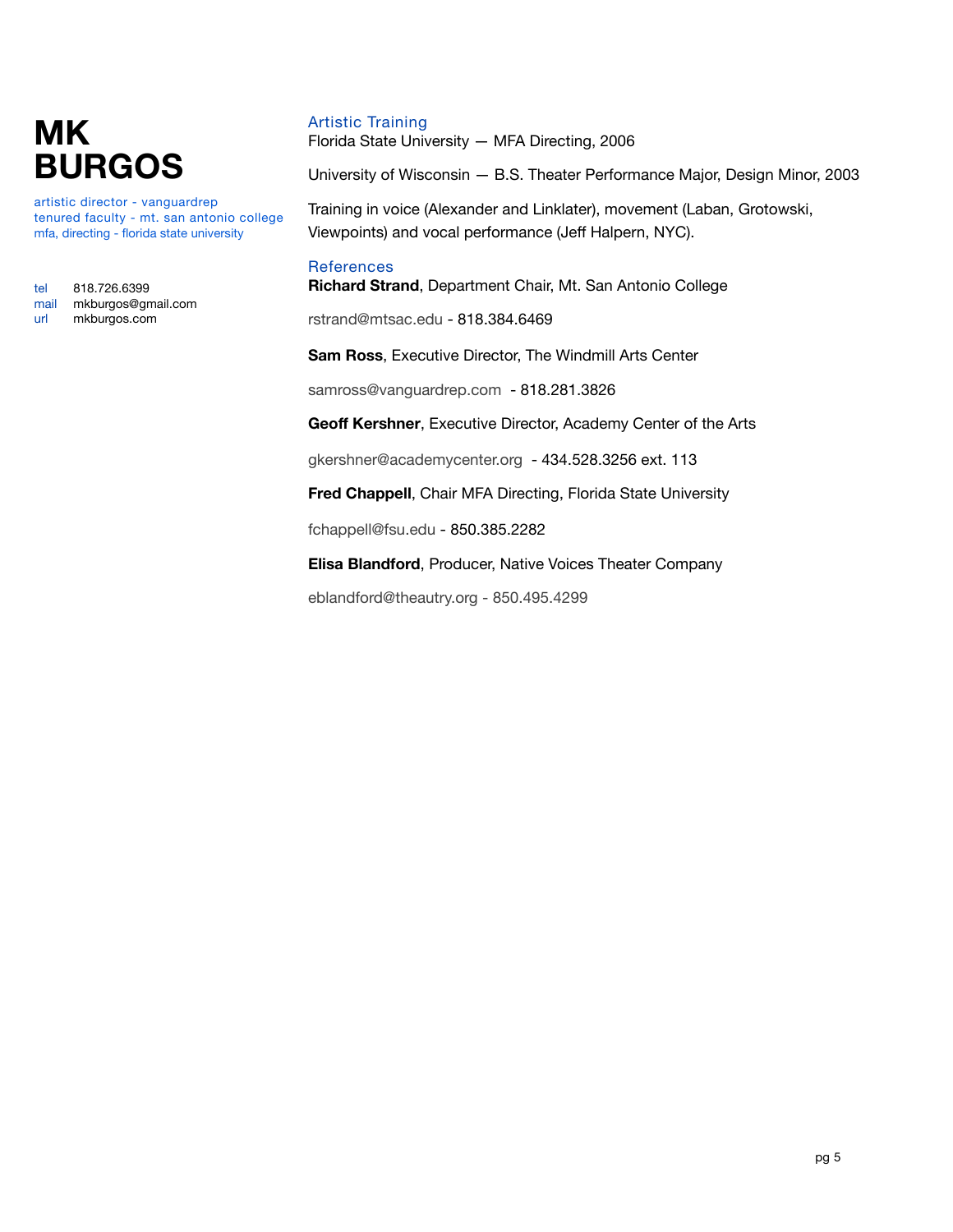# MK BURGOS

artistic director - vanguardrep
tenured faculty - mt. san antonio college
mfa, directing - florida state university

tel 818.726.6399
mail mkburgos@gmail.com
url mkburgos.com

## Artistic Training

Florida State University — MFA Directing, 2006

University of Wisconsin — B.S. Theater Performance Major, Design Minor, 2003

Training in voice (Alexander and Linklater), movement (Laban, Grotowski, Viewpoints) and vocal performance (Jeff Halpern, NYC).

## References

**Richard Strand**, Department Chair, Mt. San Antonio College

rstrand@mtsac.edu - 818.384.6469

**Sam Ross**, Executive Director, The Windmill Arts Center

samross@vanguardrep.com - 818.281.3826

**Geoff Kershner**, Executive Director, Academy Center of the Arts

gkershner@academycenter.org - 434.528.3256 ext. 113

**Fred Chappell**, Chair MFA Directing, Florida State University

fchappell@fsu.edu - 850.385.2282

**Elisa Blandford**, Producer, Native Voices Theater Company

eblandford@theautry.org - 850.495.4299